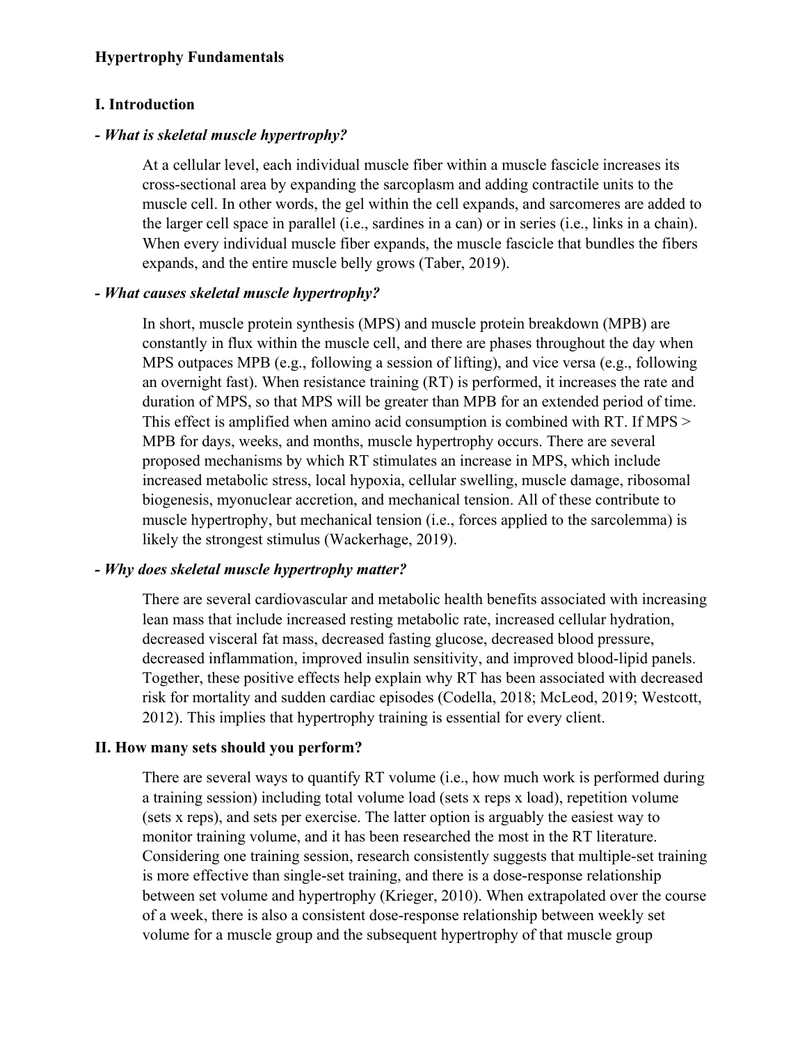# Hypertrophy Fundamentals

## I. Introduction

### - *What is skeletal muscle hypertrophy?*

At a cellular level, each individual muscle fiber within a muscle fascicle increases its cross-sectional area by expanding the sarcoplasm and adding contractile units to the muscle cell. In other words, the gel within the cell expands, and sarcomeres are added to the larger cell space in parallel (i.e., sardines in a can) or in series (i.e., links in a chain). When every individual muscle fiber expands, the muscle fascicle that bundles the fibers expands, and the entire muscle belly grows (Taber, 2019).

### - *What causes skeletal muscle hypertrophy?*

In short, muscle protein synthesis (MPS) and muscle protein breakdown (MPB) are constantly in flux within the muscle cell, and there are phases throughout the day when MPS outpaces MPB (e.g., following a session of lifting), and vice versa (e.g., following an overnight fast). When resistance training (RT) is performed, it increases the rate and duration of MPS, so that MPS will be greater than MPB for an extended period of time. This effect is amplified when amino acid consumption is combined with RT. If MPS > MPB for days, weeks, and months, muscle hypertrophy occurs. There are several proposed mechanisms by which RT stimulates an increase in MPS, which include increased metabolic stress, local hypoxia, cellular swelling, muscle damage, ribosomal biogenesis, myonuclear accretion, and mechanical tension. All of these contribute to muscle hypertrophy, but mechanical tension (i.e., forces applied to the sarcolemma) is likely the strongest stimulus (Wackerhage, 2019).

### - *Why does skeletal muscle hypertrophy matter?*

There are several cardiovascular and metabolic health benefits associated with increasing lean mass that include increased resting metabolic rate, increased cellular hydration, decreased visceral fat mass, decreased fasting glucose, decreased blood pressure, decreased inflammation, improved insulin sensitivity, and improved blood-lipid panels. Together, these positive effects help explain why RT has been associated with decreased risk for mortality and sudden cardiac episodes (Codella, 2018; McLeod, 2019; Westcott, 2012). This implies that hypertrophy training is essential for every client.

## II. How many sets should you perform?

There are several ways to quantify RT volume (i.e., how much work is performed during a training session) including total volume load (sets x reps x load), repetition volume (sets x reps), and sets per exercise. The latter option is arguably the easiest way to monitor training volume, and it has been researched the most in the RT literature. Considering one training session, research consistently suggests that multiple-set training is more effective than single-set training, and there is a dose-response relationship between set volume and hypertrophy (Krieger, 2010). When extrapolated over the course of a week, there is also a consistent dose-response relationship between weekly set volume for a muscle group and the subsequent hypertrophy of that muscle group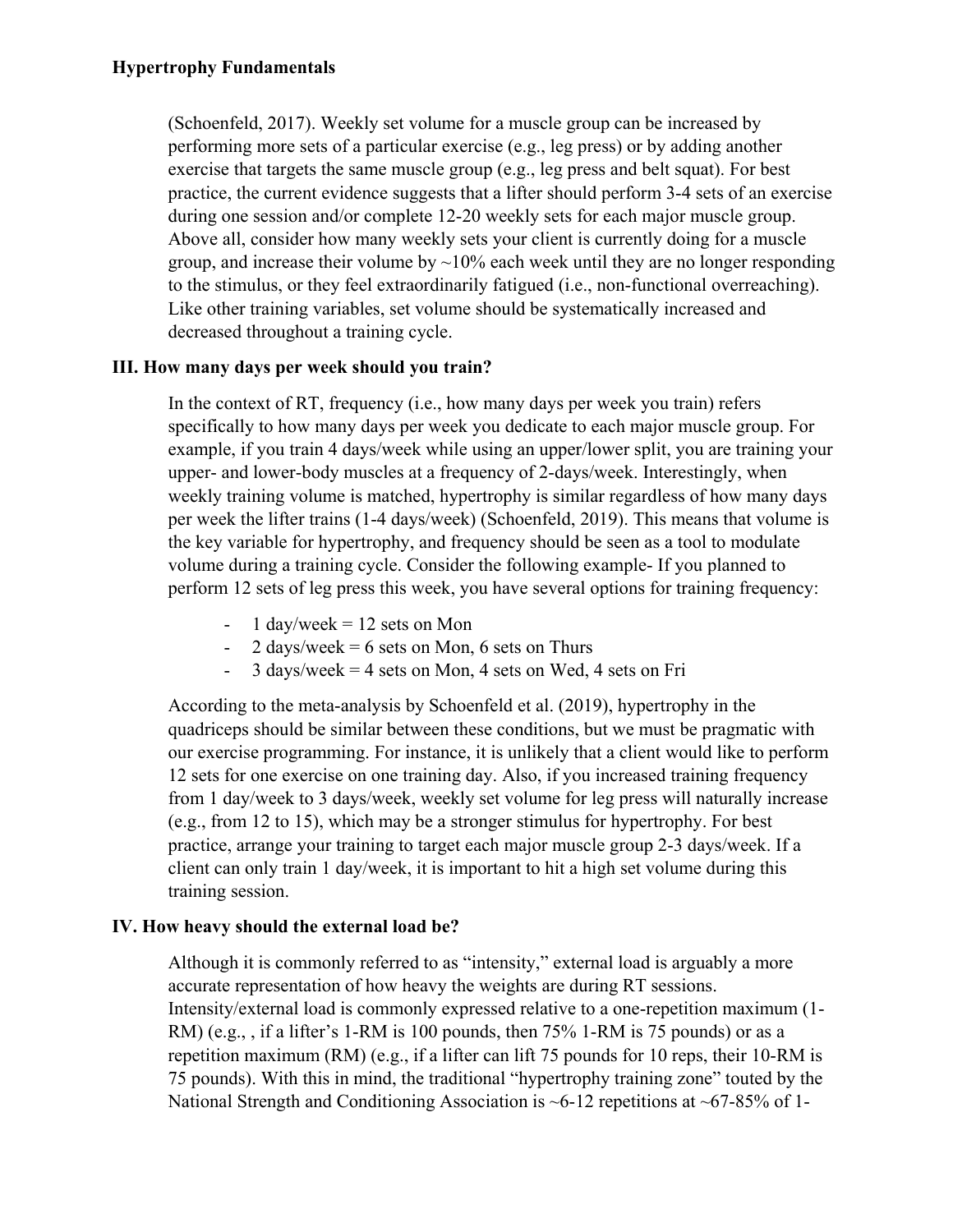(Schoenfeld, 2017). Weekly set volume for a muscle group can be increased by performing more sets of a particular exercise (e.g., leg press) or by adding another exercise that targets the same muscle group (e.g., leg press and belt squat). For best practice, the current evidence suggests that a lifter should perform 3-4 sets of an exercise during one session and/or complete 12-20 weekly sets for each major muscle group. Above all, consider how many weekly sets your client is currently doing for a muscle group, and increase their volume by ~10% each week until they are no longer responding to the stimulus, or they feel extraordinarily fatigued (i.e., non-functional overreaching). Like other training variables, set volume should be systematically increased and decreased throughout a training cycle.

### III. How many days per week should you train?

In the context of RT, frequency (i.e., how many days per week you train) refers specifically to how many days per week you dedicate to each major muscle group. For example, if you train 4 days/week while using an upper/lower split, you are training your upper- and lower-body muscles at a frequency of 2-days/week. Interestingly, when weekly training volume is matched, hypertrophy is similar regardless of how many days per week the lifter trains (1-4 days/week) (Schoenfeld, 2019). This means that volume is the key variable for hypertrophy, and frequency should be seen as a tool to modulate volume during a training cycle. Consider the following example- If you planned to perform 12 sets of leg press this week, you have several options for training frequency:

- 1 day/week = 12 sets on Mon
- 2 days/week = 6 sets on Mon, 6 sets on Thurs
- 3 days/week = 4 sets on Mon, 4 sets on Wed, 4 sets on Fri

According to the meta-analysis by Schoenfeld et al. (2019), hypertrophy in the quadriceps should be similar between these conditions, but we must be pragmatic with our exercise programming. For instance, it is unlikely that a client would like to perform 12 sets for one exercise on one training day. Also, if you increased training frequency from 1 day/week to 3 days/week, weekly set volume for leg press will naturally increase (e.g., from 12 to 15), which may be a stronger stimulus for hypertrophy. For best practice, arrange your training to target each major muscle group 2-3 days/week. If a client can only train 1 day/week, it is important to hit a high set volume during this training session.

### IV. How heavy should the external load be?

Although it is commonly referred to as "intensity," external load is arguably a more accurate representation of how heavy the weights are during RT sessions. Intensity/external load is commonly expressed relative to a one-repetition maximum (1-RM) (e.g., , if a lifter's 1-RM is 100 pounds, then 75% 1-RM is 75 pounds) or as a repetition maximum (RM) (e.g., if a lifter can lift 75 pounds for 10 reps, their 10-RM is 75 pounds). With this in mind, the traditional "hypertrophy training zone" touted by the National Strength and Conditioning Association is ~6-12 repetitions at ~67-85% of 1-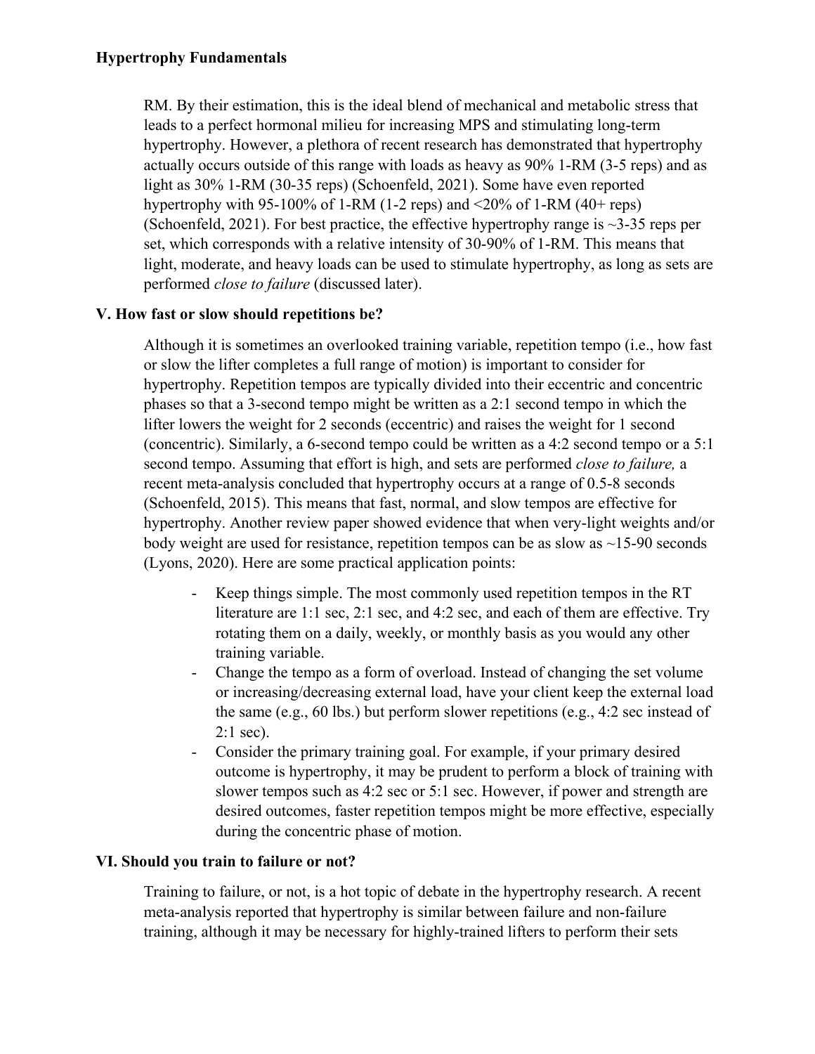RM. By their estimation, this is the ideal blend of mechanical and metabolic stress that leads to a perfect hormonal milieu for increasing MPS and stimulating long-term hypertrophy. However, a plethora of recent research has demonstrated that hypertrophy actually occurs outside of this range with loads as heavy as 90% 1-RM (3-5 reps) and as light as 30% 1-RM (30-35 reps) (Schoenfeld, 2021). Some have even reported hypertrophy with 95-100% of 1-RM (1-2 reps) and <20% of 1-RM (40+ reps) (Schoenfeld, 2021). For best practice, the effective hypertrophy range is ~3-35 reps per set, which corresponds with a relative intensity of 30-90% of 1-RM. This means that light, moderate, and heavy loads can be used to stimulate hypertrophy, as long as sets are performed *close to failure* (discussed later).

## V. How fast or slow should repetitions be?

Although it is sometimes an overlooked training variable, repetition tempo (i.e., how fast or slow the lifter completes a full range of motion) is important to consider for hypertrophy. Repetition tempos are typically divided into their eccentric and concentric phases so that a 3-second tempo might be written as a 2:1 second tempo in which the lifter lowers the weight for 2 seconds (eccentric) and raises the weight for 1 second (concentric). Similarly, a 6-second tempo could be written as a 4:2 second tempo or a 5:1 second tempo. Assuming that effort is high, and sets are performed *close to failure,* a recent meta-analysis concluded that hypertrophy occurs at a range of 0.5-8 seconds (Schoenfeld, 2015). This means that fast, normal, and slow tempos are effective for hypertrophy. Another review paper showed evidence that when very-light weights and/or body weight are used for resistance, repetition tempos can be as slow as ~15-90 seconds (Lyons, 2020). Here are some practical application points:

- Keep things simple. The most commonly used repetition tempos in the RT literature are 1:1 sec, 2:1 sec, and 4:2 sec, and each of them are effective. Try rotating them on a daily, weekly, or monthly basis as you would any other training variable.
- Change the tempo as a form of overload. Instead of changing the set volume or increasing/decreasing external load, have your client keep the external load the same (e.g., 60 lbs.) but perform slower repetitions (e.g., 4:2 sec instead of 2:1 sec).
- Consider the primary training goal. For example, if your primary desired outcome is hypertrophy, it may be prudent to perform a block of training with slower tempos such as 4:2 sec or 5:1 sec. However, if power and strength are desired outcomes, faster repetition tempos might be more effective, especially during the concentric phase of motion.

## VI. Should you train to failure or not?

Training to failure, or not, is a hot topic of debate in the hypertrophy research. A recent meta-analysis reported that hypertrophy is similar between failure and non-failure training, although it may be necessary for highly-trained lifters to perform their sets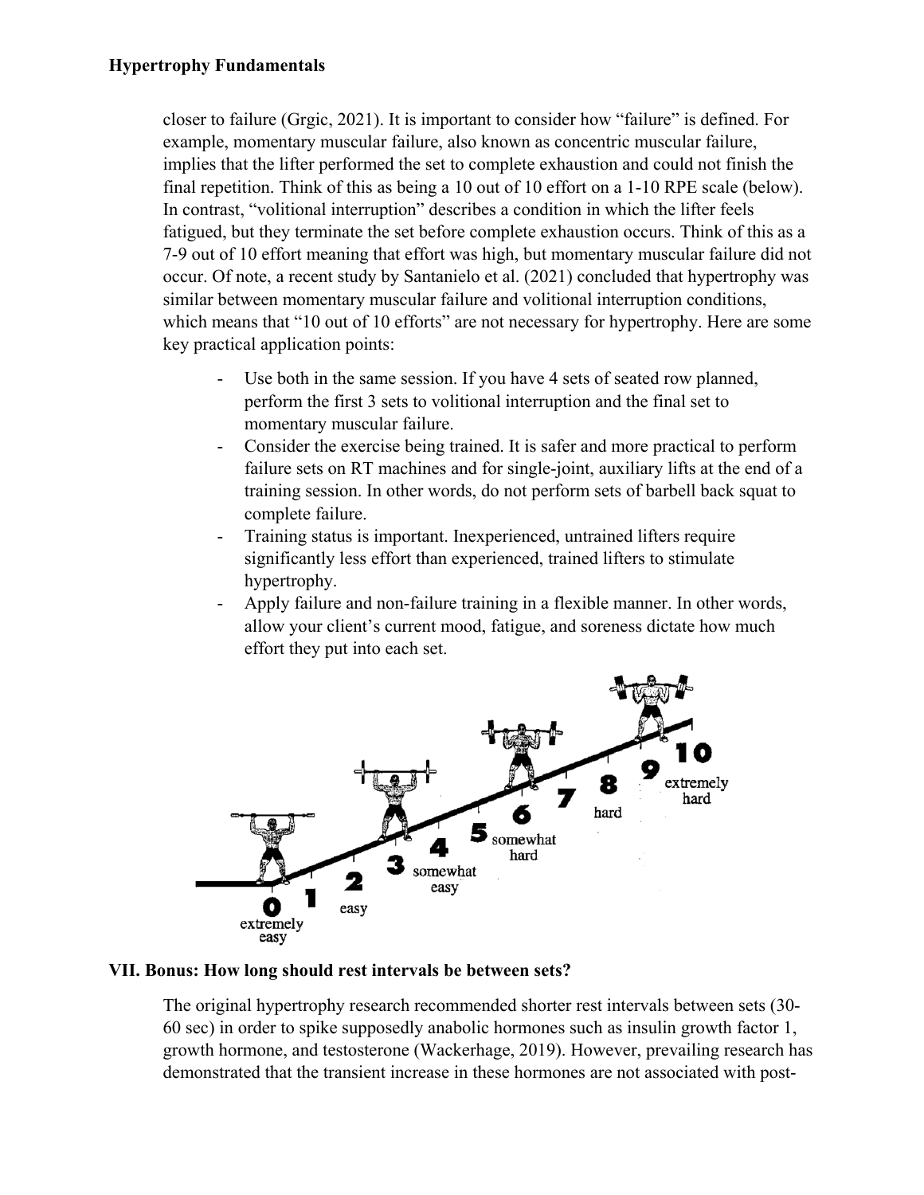closer to failure (Grgic, 2021). It is important to consider how "failure" is defined. For example, momentary muscular failure, also known as concentric muscular failure, implies that the lifter performed the set to complete exhaustion and could not finish the final repetition. Think of this as being a 10 out of 10 effort on a 1-10 RPE scale (below). In contrast, "volitional interruption" describes a condition in which the lifter feels fatigued, but they terminate the set before complete exhaustion occurs. Think of this as a 7-9 out of 10 effort meaning that effort was high, but momentary muscular failure did not occur. Of note, a recent study by Santanielo et al. (2021) concluded that hypertrophy was similar between momentary muscular failure and volitional interruption conditions, which means that "10 out of 10 efforts" are not necessary for hypertrophy. Here are some key practical application points:

- Use both in the same session. If you have 4 sets of seated row planned, perform the first 3 sets to volitional interruption and the final set to momentary muscular failure.
- Consider the exercise being trained. It is safer and more practical to perform failure sets on RT machines and for single-joint, auxiliary lifts at the end of a training session. In other words, do not perform sets of barbell back squat to complete failure.
- Training status is important. Inexperienced, untrained lifters require significantly less effort than experienced, trained lifters to stimulate hypertrophy.
- Apply failure and non-failure training in a flexible manner. In other words, allow your client's current mood, fatigue, and soreness dictate how much effort they put into each set.

0 extremely easy, 1, 2 easy, 3, 4 somewhat easy, 5, 6 somewhat hard, 7, 8 hard, 9, 10 extremely hard

### VII. Bonus: How long should rest intervals be between sets?

The original hypertrophy research recommended shorter rest intervals between sets (30-60 sec) in order to spike supposedly anabolic hormones such as insulin growth factor 1, growth hormone, and testosterone (Wackerhage, 2019). However, prevailing research has demonstrated that the transient increase in these hormones are not associated with post-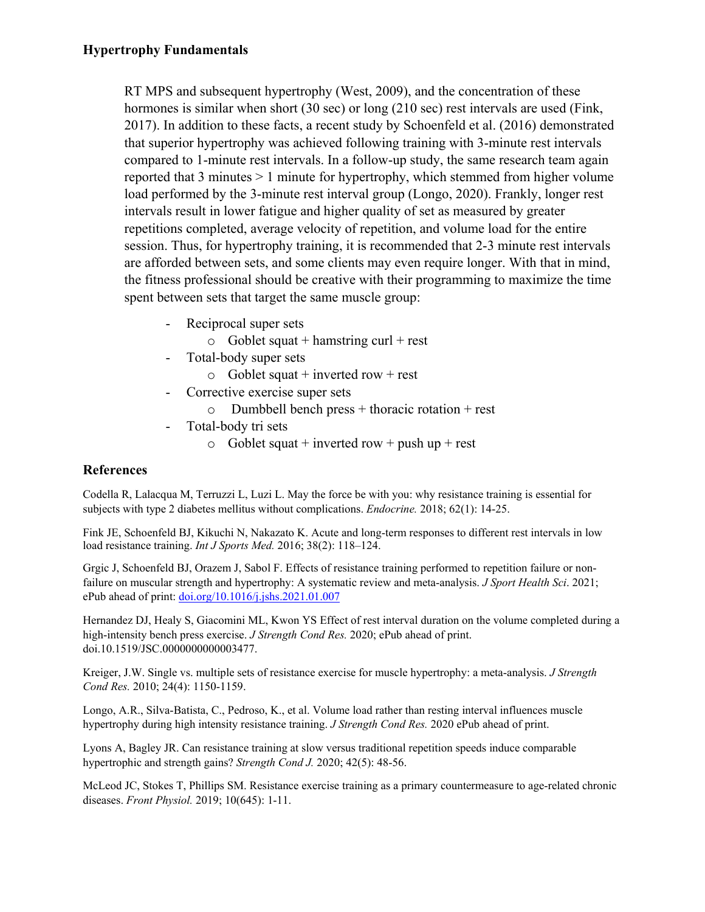RT MPS and subsequent hypertrophy (West, 2009), and the concentration of these hormones is similar when short (30 sec) or long (210 sec) rest intervals are used (Fink, 2017). In addition to these facts, a recent study by Schoenfeld et al. (2016) demonstrated that superior hypertrophy was achieved following training with 3-minute rest intervals compared to 1-minute rest intervals. In a follow-up study, the same research team again reported that 3 minutes > 1 minute for hypertrophy, which stemmed from higher volume load performed by the 3-minute rest interval group (Longo, 2020). Frankly, longer rest intervals result in lower fatigue and higher quality of set as measured by greater repetitions completed, average velocity of repetition, and volume load for the entire session. Thus, for hypertrophy training, it is recommended that 2-3 minute rest intervals are afforded between sets, and some clients may even require longer. With that in mind, the fitness professional should be creative with their programming to maximize the time spent between sets that target the same muscle group:

- Reciprocal super sets
  - Goblet squat + hamstring curl + rest
- Total-body super sets
  - Goblet squat + inverted row + rest
- Corrective exercise super sets
  - Dumbbell bench press + thoracic rotation + rest
- Total-body tri sets
  - Goblet squat + inverted row + push up + rest

## References

Codella R, Lalacqua M, Terruzzi L, Luzi L. May the force be with you: why resistance training is essential for subjects with type 2 diabetes mellitus without complications. *Endocrine.* 2018; 62(1): 14-25.

Fink JE, Schoenfeld BJ, Kikuchi N, Nakazato K. Acute and long-term responses to different rest intervals in low load resistance training. *Int J Sports Med.* 2016; 38(2): 118–124.

Grgic J, Schoenfeld BJ, Orazem J, Sabol F. Effects of resistance training performed to repetition failure or non-failure on muscular strength and hypertrophy: A systematic review and meta-analysis. *J Sport Health Sci*. 2021; ePub ahead of print: doi.org/10.1016/j.jshs.2021.01.007

Hernandez DJ, Healy S, Giacomini ML, Kwon YS Effect of rest interval duration on the volume completed during a high-intensity bench press exercise. *J Strength Cond Res.* 2020; ePub ahead of print. doi.10.1519/JSC.0000000000003477.

Kreiger, J.W. Single vs. multiple sets of resistance exercise for muscle hypertrophy: a meta-analysis. *J Strength Cond Res.* 2010; 24(4): 1150-1159.

Longo, A.R., Silva-Batista, C., Pedroso, K., et al. Volume load rather than resting interval influences muscle hypertrophy during high intensity resistance training. *J Strength Cond Res.* 2020 ePub ahead of print.

Lyons A, Bagley JR. Can resistance training at slow versus traditional repetition speeds induce comparable hypertrophic and strength gains? *Strength Cond J.* 2020; 42(5): 48-56.

McLeod JC, Stokes T, Phillips SM. Resistance exercise training as a primary countermeasure to age-related chronic diseases. *Front Physiol.* 2019; 10(645): 1-11.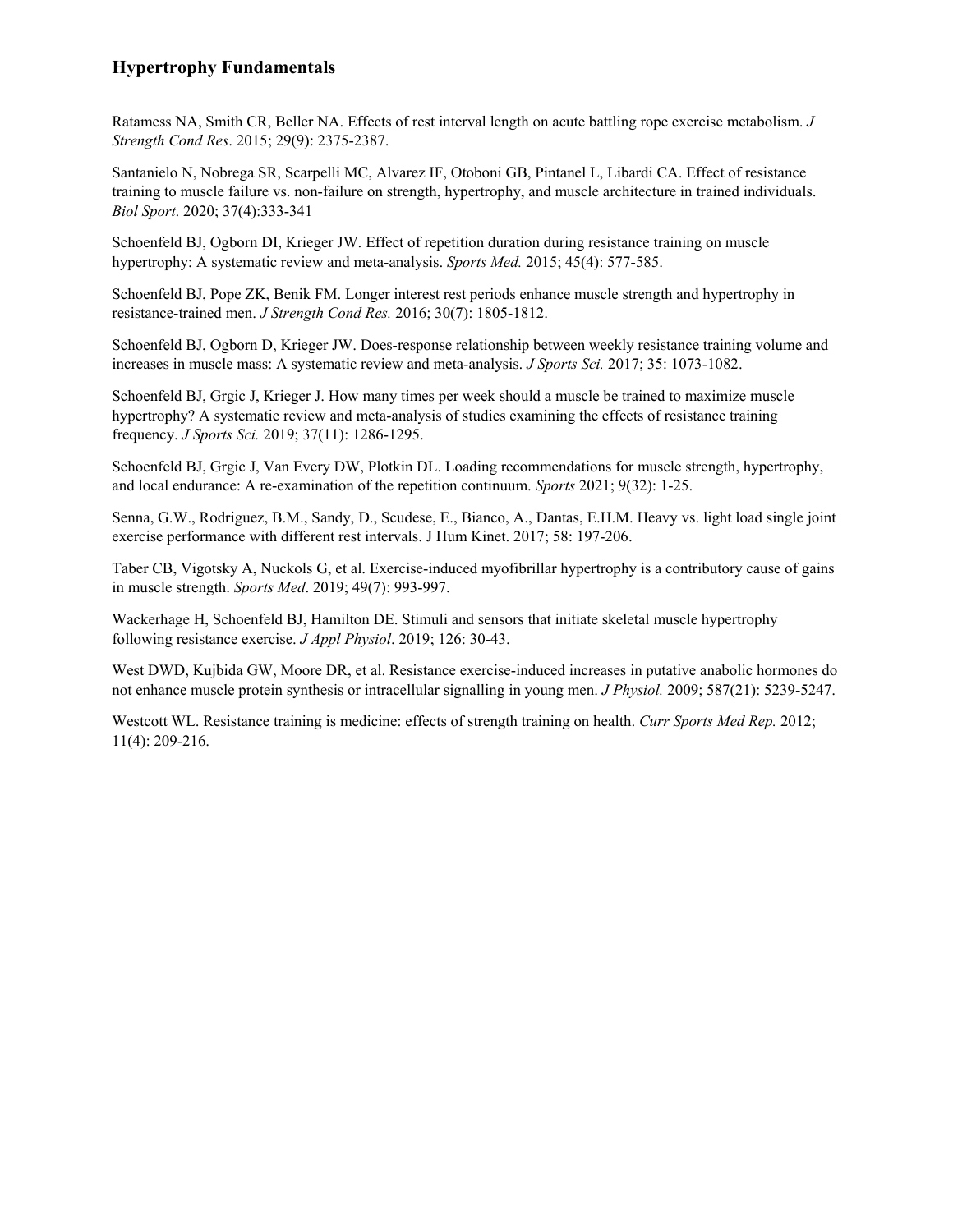## Hypertrophy Fundamentals

Ratamess NA, Smith CR, Beller NA. Effects of rest interval length on acute battling rope exercise metabolism. *J Strength Cond Res*. 2015; 29(9): 2375-2387.

Santanielo N, Nobrega SR, Scarpelli MC, Alvarez IF, Otoboni GB, Pintanel L, Libardi CA. Effect of resistance training to muscle failure vs. non-failure on strength, hypertrophy, and muscle architecture in trained individuals. *Biol Sport*. 2020; 37(4):333-341

Schoenfeld BJ, Ogborn DI, Krieger JW. Effect of repetition duration during resistance training on muscle hypertrophy: A systematic review and meta-analysis. *Sports Med.* 2015; 45(4): 577-585.

Schoenfeld BJ, Pope ZK, Benik FM. Longer interest rest periods enhance muscle strength and hypertrophy in resistance-trained men. *J Strength Cond Res.* 2016; 30(7): 1805-1812.

Schoenfeld BJ, Ogborn D, Krieger JW. Does-response relationship between weekly resistance training volume and increases in muscle mass: A systematic review and meta-analysis. *J Sports Sci.* 2017; 35: 1073-1082.

Schoenfeld BJ, Grgic J, Krieger J. How many times per week should a muscle be trained to maximize muscle hypertrophy? A systematic review and meta-analysis of studies examining the effects of resistance training frequency. *J Sports Sci.* 2019; 37(11): 1286-1295.

Schoenfeld BJ, Grgic J, Van Every DW, Plotkin DL. Loading recommendations for muscle strength, hypertrophy, and local endurance: A re-examination of the repetition continuum. *Sports* 2021; 9(32): 1-25.

Senna, G.W., Rodriguez, B.M., Sandy, D., Scudese, E., Bianco, A., Dantas, E.H.M. Heavy vs. light load single joint exercise performance with different rest intervals. J Hum Kinet. 2017; 58: 197-206.

Taber CB, Vigotsky A, Nuckols G, et al. Exercise-induced myofibrillar hypertrophy is a contributory cause of gains in muscle strength. *Sports Med*. 2019; 49(7): 993-997.

Wackerhage H, Schoenfeld BJ, Hamilton DE. Stimuli and sensors that initiate skeletal muscle hypertrophy following resistance exercise. *J Appl Physiol*. 2019; 126: 30-43.

West DWD, Kujbida GW, Moore DR, et al. Resistance exercise-induced increases in putative anabolic hormones do not enhance muscle protein synthesis or intracellular signalling in young men. *J Physiol.* 2009; 587(21): 5239-5247.

Westcott WL. Resistance training is medicine: effects of strength training on health. *Curr Sports Med Rep.* 2012; 11(4): 209-216.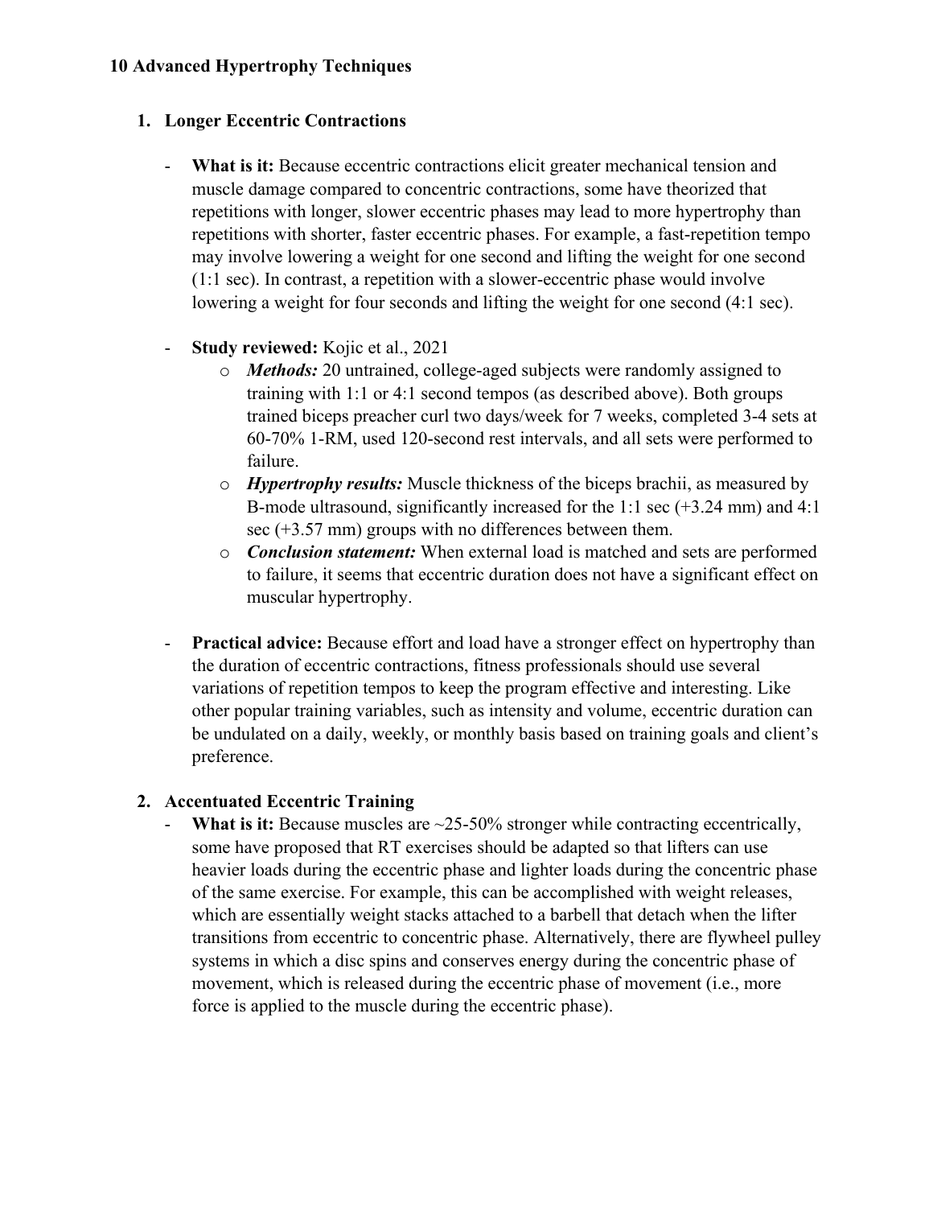**10 Advanced Hypertrophy Techniques**

1. **Longer Eccentric Contractions**

   - **What is it:** Because eccentric contractions elicit greater mechanical tension and muscle damage compared to concentric contractions, some have theorized that repetitions with longer, slower eccentric phases may lead to more hypertrophy than repetitions with shorter, faster eccentric phases. For example, a fast-repetition tempo may involve lowering a weight for one second and lifting the weight for one second (1:1 sec). In contrast, a repetition with a slower-eccentric phase would involve lowering a weight for four seconds and lifting the weight for one second (4:1 sec).

   - **Study reviewed:** Kojic et al., 2021
     - ***Methods:*** 20 untrained, college-aged subjects were randomly assigned to training with 1:1 or 4:1 second tempos (as described above). Both groups trained biceps preacher curl two days/week for 7 weeks, completed 3-4 sets at 60-70% 1-RM, used 120-second rest intervals, and all sets were performed to failure.
     - ***Hypertrophy results:*** Muscle thickness of the biceps brachii, as measured by B-mode ultrasound, significantly increased for the 1:1 sec (+3.24 mm) and 4:1 sec (+3.57 mm) groups with no differences between them.
     - ***Conclusion statement:*** When external load is matched and sets are performed to failure, it seems that eccentric duration does not have a significant effect on muscular hypertrophy.

   - **Practical advice:** Because effort and load have a stronger effect on hypertrophy than the duration of eccentric contractions, fitness professionals should use several variations of repetition tempos to keep the program effective and interesting. Like other popular training variables, such as intensity and volume, eccentric duration can be undulated on a daily, weekly, or monthly basis based on training goals and client's preference.

2. **Accentuated Eccentric Training**
   - **What is it:** Because muscles are ~25-50% stronger while contracting eccentrically, some have proposed that RT exercises should be adapted so that lifters can use heavier loads during the eccentric phase and lighter loads during the concentric phase of the same exercise. For example, this can be accomplished with weight releases, which are essentially weight stacks attached to a barbell that detach when the lifter transitions from eccentric to concentric phase. Alternatively, there are flywheel pulley systems in which a disc spins and conserves energy during the concentric phase of movement, which is released during the eccentric phase of movement (i.e., more force is applied to the muscle during the eccentric phase).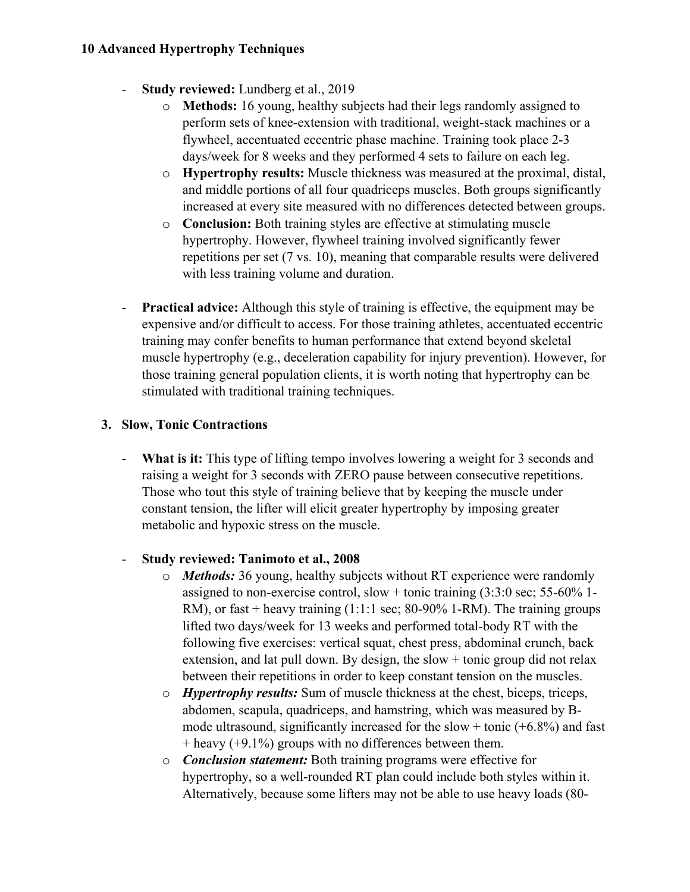**10 Advanced Hypertrophy Techniques**

- **Study reviewed:** Lundberg et al., 2019
    - **Methods:** 16 young, healthy subjects had their legs randomly assigned to perform sets of knee-extension with traditional, weight-stack machines or a flywheel, accentuated eccentric phase machine. Training took place 2-3 days/week for 8 weeks and they performed 4 sets to failure on each leg.
    - **Hypertrophy results:** Muscle thickness was measured at the proximal, distal, and middle portions of all four quadriceps muscles. Both groups significantly increased at every site measured with no differences detected between groups.
    - **Conclusion:** Both training styles are effective at stimulating muscle hypertrophy. However, flywheel training involved significantly fewer repetitions per set (7 vs. 10), meaning that comparable results were delivered with less training volume and duration.

- **Practical advice:** Although this style of training is effective, the equipment may be expensive and/or difficult to access. For those training athletes, accentuated eccentric training may confer benefits to human performance that extend beyond skeletal muscle hypertrophy (e.g., deceleration capability for injury prevention). However, for those training general population clients, it is worth noting that hypertrophy can be stimulated with traditional training techniques.

## 3. Slow, Tonic Contractions

- **What is it:** This type of lifting tempo involves lowering a weight for 3 seconds and raising a weight for 3 seconds with ZERO pause between consecutive repetitions. Those who tout this style of training believe that by keeping the muscle under constant tension, the lifter will elicit greater hypertrophy by imposing greater metabolic and hypoxic stress on the muscle.

- **Study reviewed: Tanimoto et al., 2008**
    - ***Methods:*** 36 young, healthy subjects without RT experience were randomly assigned to non-exercise control, slow + tonic training (3:3:0 sec; 55-60% 1-RM), or fast + heavy training (1:1:1 sec; 80-90% 1-RM). The training groups lifted two days/week for 13 weeks and performed total-body RT with the following five exercises: vertical squat, chest press, abdominal crunch, back extension, and lat pull down. By design, the slow + tonic group did not relax between their repetitions in order to keep constant tension on the muscles.
    - ***Hypertrophy results:*** Sum of muscle thickness at the chest, biceps, triceps, abdomen, scapula, quadriceps, and hamstring, which was measured by B-mode ultrasound, significantly increased for the slow + tonic (+6.8%) and fast + heavy (+9.1%) groups with no differences between them.
    - ***Conclusion statement:*** Both training programs were effective for hypertrophy, so a well-rounded RT plan could include both styles within it. Alternatively, because some lifters may not be able to use heavy loads (80-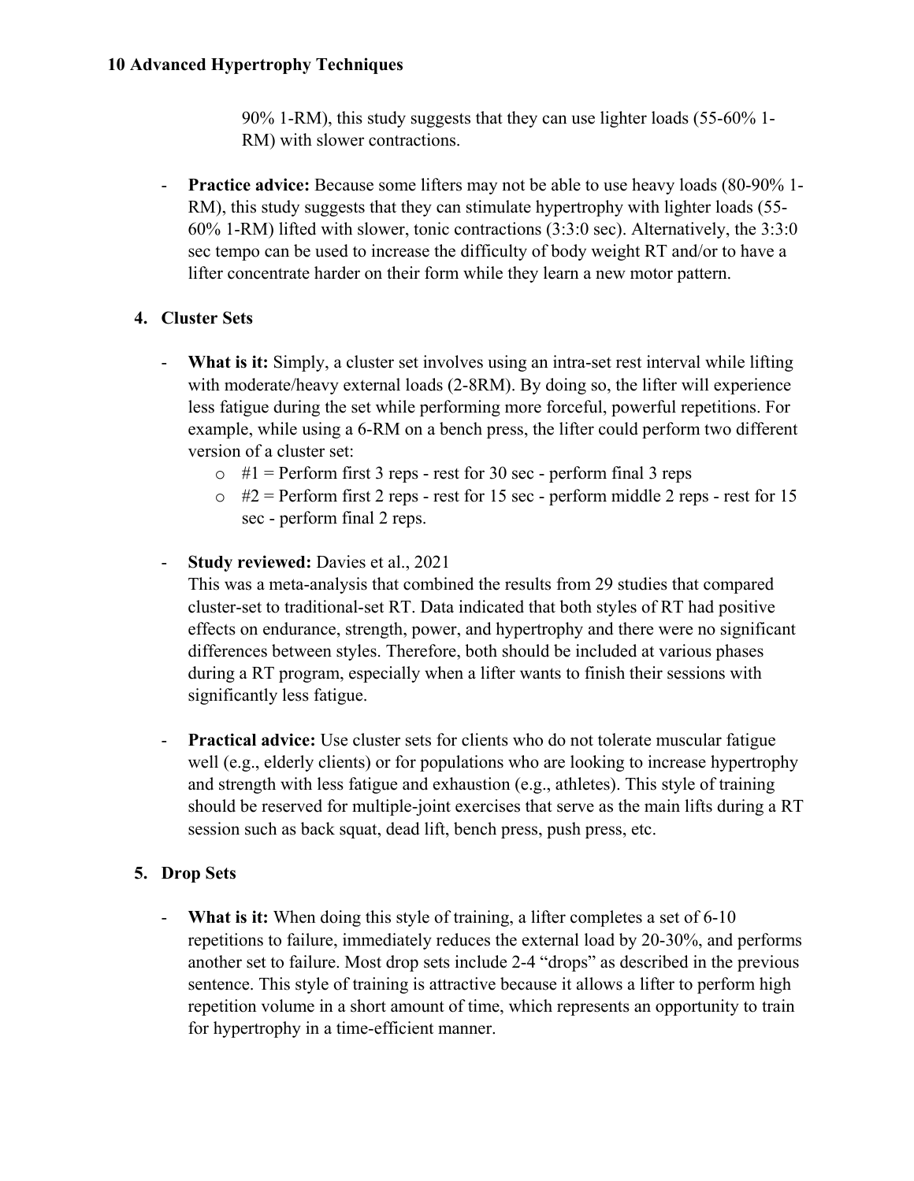90% 1-RM), this study suggests that they can use lighter loads (55-60% 1-RM) with slower contractions.

- **Practice advice:** Because some lifters may not be able to use heavy loads (80-90% 1-RM), this study suggests that they can stimulate hypertrophy with lighter loads (55-60% 1-RM) lifted with slower, tonic contractions (3:3:0 sec). Alternatively, the 3:3:0 sec tempo can be used to increase the difficulty of body weight RT and/or to have a lifter concentrate harder on their form while they learn a new motor pattern.

4. **Cluster Sets**

- **What is it:** Simply, a cluster set involves using an intra-set rest interval while lifting with moderate/heavy external loads (2-8RM). By doing so, the lifter will experience less fatigue during the set while performing more forceful, powerful repetitions. For example, while using a 6-RM on a bench press, the lifter could perform two different version of a cluster set:
  - #1 = Perform first 3 reps - rest for 30 sec - perform final 3 reps
  - #2 = Perform first 2 reps - rest for 15 sec - perform middle 2 reps - rest for 15 sec - perform final 2 reps.

- **Study reviewed:** Davies et al., 2021
  This was a meta-analysis that combined the results from 29 studies that compared cluster-set to traditional-set RT. Data indicated that both styles of RT had positive effects on endurance, strength, power, and hypertrophy and there were no significant differences between styles. Therefore, both should be included at various phases during a RT program, especially when a lifter wants to finish their sessions with significantly less fatigue.

- **Practical advice:** Use cluster sets for clients who do not tolerate muscular fatigue well (e.g., elderly clients) or for populations who are looking to increase hypertrophy and strength with less fatigue and exhaustion (e.g., athletes). This style of training should be reserved for multiple-joint exercises that serve as the main lifts during a RT session such as back squat, dead lift, bench press, push press, etc.

5. **Drop Sets**

- **What is it:** When doing this style of training, a lifter completes a set of 6-10 repetitions to failure, immediately reduces the external load by 20-30%, and performs another set to failure. Most drop sets include 2-4 "drops" as described in the previous sentence. This style of training is attractive because it allows a lifter to perform high repetition volume in a short amount of time, which represents an opportunity to train for hypertrophy in a time-efficient manner.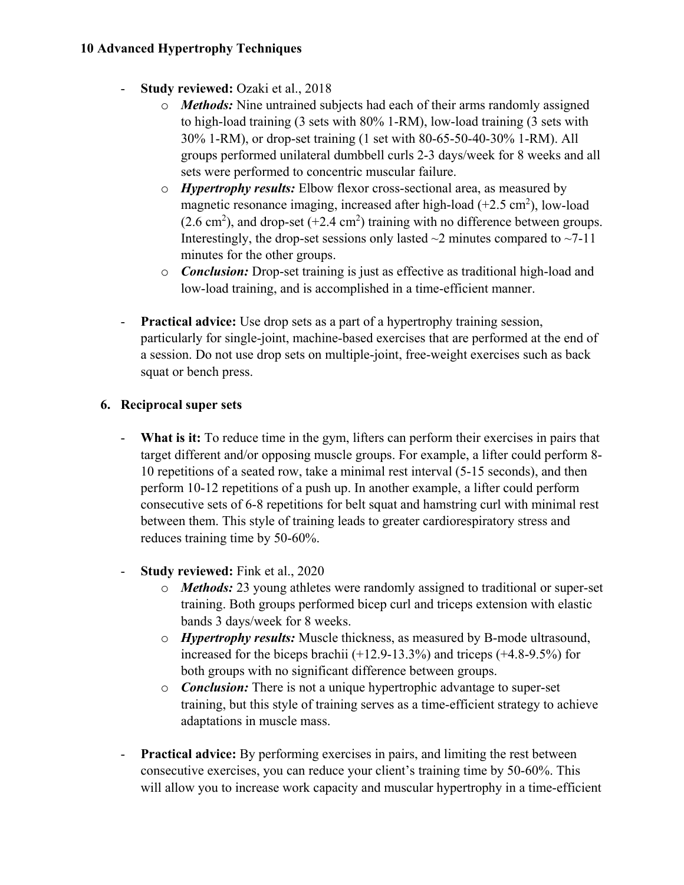**10 Advanced Hypertrophy Techniques**

- **Study reviewed:** Ozaki et al., 2018
    - ***Methods:*** Nine untrained subjects had each of their arms randomly assigned to high-load training (3 sets with 80% 1-RM), low-load training (3 sets with 30% 1-RM), or drop-set training (1 set with 80-65-50-40-30% 1-RM). All groups performed unilateral dumbbell curls 2-3 days/week for 8 weeks and all sets were performed to concentric muscular failure.
    - ***Hypertrophy results:*** Elbow flexor cross-sectional area, as measured by magnetic resonance imaging, increased after high-load (+2.5 $cm^2$), low-load (2.6 $cm^2$), and drop-set (+2.4 $cm^2$) training with no difference between groups. Interestingly, the drop-set sessions only lasted ~2 minutes compared to ~7-11 minutes for the other groups.
    - ***Conclusion:*** Drop-set training is just as effective as traditional high-load and low-load training, and is accomplished in a time-efficient manner.

- **Practical advice:** Use drop sets as a part of a hypertrophy training session, particularly for single-joint, machine-based exercises that are performed at the end of a session. Do not use drop sets on multiple-joint, free-weight exercises such as back squat or bench press.

### 6. Reciprocal super sets

- **What is it:** To reduce time in the gym, lifters can perform their exercises in pairs that target different and/or opposing muscle groups. For example, a lifter could perform 8-10 repetitions of a seated row, take a minimal rest interval (5-15 seconds), and then perform 10-12 repetitions of a push up. In another example, a lifter could perform consecutive sets of 6-8 repetitions for belt squat and hamstring curl with minimal rest between them. This style of training leads to greater cardiorespiratory stress and reduces training time by 50-60%.

- **Study reviewed:** Fink et al., 2020
    - ***Methods:*** 23 young athletes were randomly assigned to traditional or super-set training. Both groups performed bicep curl and triceps extension with elastic bands 3 days/week for 8 weeks.
    - ***Hypertrophy results:*** Muscle thickness, as measured by B-mode ultrasound, increased for the biceps brachii (+12.9-13.3%) and triceps (+4.8-9.5%) for both groups with no significant difference between groups.
    - ***Conclusion:*** There is not a unique hypertrophic advantage to super-set training, but this style of training serves as a time-efficient strategy to achieve adaptations in muscle mass.

- **Practical advice:** By performing exercises in pairs, and limiting the rest between consecutive exercises, you can reduce your client's training time by 50-60%. This will allow you to increase work capacity and muscular hypertrophy in a time-efficient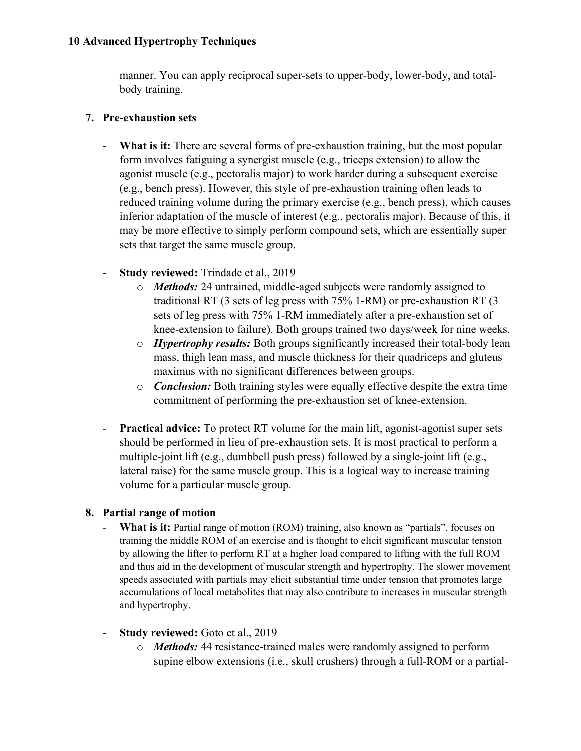manner. You can apply reciprocal super-sets to upper-body, lower-body, and total-body training.

7. **Pre-exhaustion sets**

   - **What is it:** There are several forms of pre-exhaustion training, but the most popular form involves fatiguing a synergist muscle (e.g., triceps extension) to allow the agonist muscle (e.g., pectoralis major) to work harder during a subsequent exercise (e.g., bench press). However, this style of pre-exhaustion training often leads to reduced training volume during the primary exercise (e.g., bench press), which causes inferior adaptation of the muscle of interest (e.g., pectoralis major). Because of this, it may be more effective to simply perform compound sets, which are essentially super sets that target the same muscle group.

   - **Study reviewed:** Trindade et al., 2019
     - ***Methods:*** 24 untrained, middle-aged subjects were randomly assigned to traditional RT (3 sets of leg press with 75% 1-RM) or pre-exhaustion RT (3 sets of leg press with 75% 1-RM immediately after a pre-exhaustion set of knee-extension to failure). Both groups trained two days/week for nine weeks.
     - ***Hypertrophy results:*** Both groups significantly increased their total-body lean mass, thigh lean mass, and muscle thickness for their quadriceps and gluteus maximus with no significant differences between groups.
     - ***Conclusion:*** Both training styles were equally effective despite the extra time commitment of performing the pre-exhaustion set of knee-extension.

   - **Practical advice:** To protect RT volume for the main lift, agonist-agonist super sets should be performed in lieu of pre-exhaustion sets. It is most practical to perform a multiple-joint lift (e.g., dumbbell push press) followed by a single-joint lift (e.g., lateral raise) for the same muscle group. This is a logical way to increase training volume for a particular muscle group.

8. **Partial range of motion**
   - **What is it:** Partial range of motion (ROM) training, also known as "partials", focuses on training the middle ROM of an exercise and is thought to elicit significant muscular tension by allowing the lifter to perform RT at a higher load compared to lifting with the full ROM and thus aid in the development of muscular strength and hypertrophy. The slower movement speeds associated with partials may elicit substantial time under tension that promotes large accumulations of local metabolites that may also contribute to increases in muscular strength and hypertrophy.

   - **Study reviewed:** Goto et al., 2019
     - ***Methods:*** 44 resistance-trained males were randomly assigned to perform supine elbow extensions (i.e., skull crushers) through a full-ROM or a partial-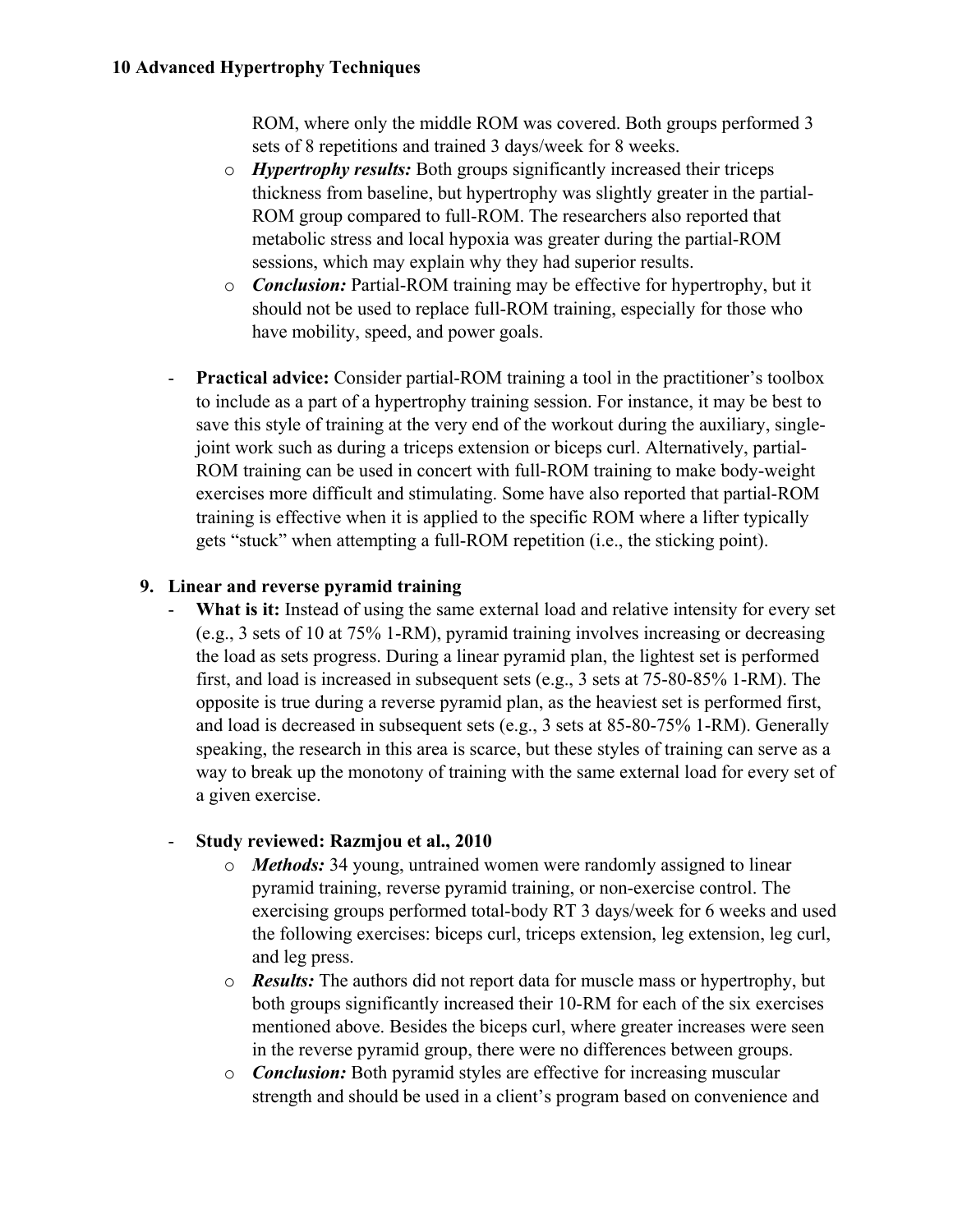ROM, where only the middle ROM was covered. Both groups performed 3 sets of 8 repetitions and trained 3 days/week for 8 weeks.

  - ***Hypertrophy results:*** Both groups significantly increased their triceps thickness from baseline, but hypertrophy was slightly greater in the partial-ROM group compared to full-ROM. The researchers also reported that metabolic stress and local hypoxia was greater during the partial-ROM sessions, which may explain why they had superior results.
  - ***Conclusion:*** Partial-ROM training may be effective for hypertrophy, but it should not be used to replace full-ROM training, especially for those who have mobility, speed, and power goals.

- **Practical advice:** Consider partial-ROM training a tool in the practitioner's toolbox to include as a part of a hypertrophy training session. For instance, it may be best to save this style of training at the very end of the workout during the auxiliary, single-joint work such as during a triceps extension or biceps curl. Alternatively, partial-ROM training can be used in concert with full-ROM training to make body-weight exercises more difficult and stimulating. Some have also reported that partial-ROM training is effective when it is applied to the specific ROM where a lifter typically gets "stuck" when attempting a full-ROM repetition (i.e., the sticking point).

9. **Linear and reverse pyramid training**

- **What is it:** Instead of using the same external load and relative intensity for every set (e.g., 3 sets of 10 at 75% 1-RM), pyramid training involves increasing or decreasing the load as sets progress. During a linear pyramid plan, the lightest set is performed first, and load is increased in subsequent sets (e.g., 3 sets at 75-80-85% 1-RM). The opposite is true during a reverse pyramid plan, as the heaviest set is performed first, and load is decreased in subsequent sets (e.g., 3 sets at 85-80-75% 1-RM). Generally speaking, the research in this area is scarce, but these styles of training can serve as a way to break up the monotony of training with the same external load for every set of a given exercise.

- **Study reviewed: Razmjou et al., 2010**
  - ***Methods:*** 34 young, untrained women were randomly assigned to linear pyramid training, reverse pyramid training, or non-exercise control. The exercising groups performed total-body RT 3 days/week for 6 weeks and used the following exercises: biceps curl, triceps extension, leg extension, leg curl, and leg press.
  - ***Results:*** The authors did not report data for muscle mass or hypertrophy, but both groups significantly increased their 10-RM for each of the six exercises mentioned above. Besides the biceps curl, where greater increases were seen in the reverse pyramid group, there were no differences between groups.
  - ***Conclusion:*** Both pyramid styles are effective for increasing muscular strength and should be used in a client's program based on convenience and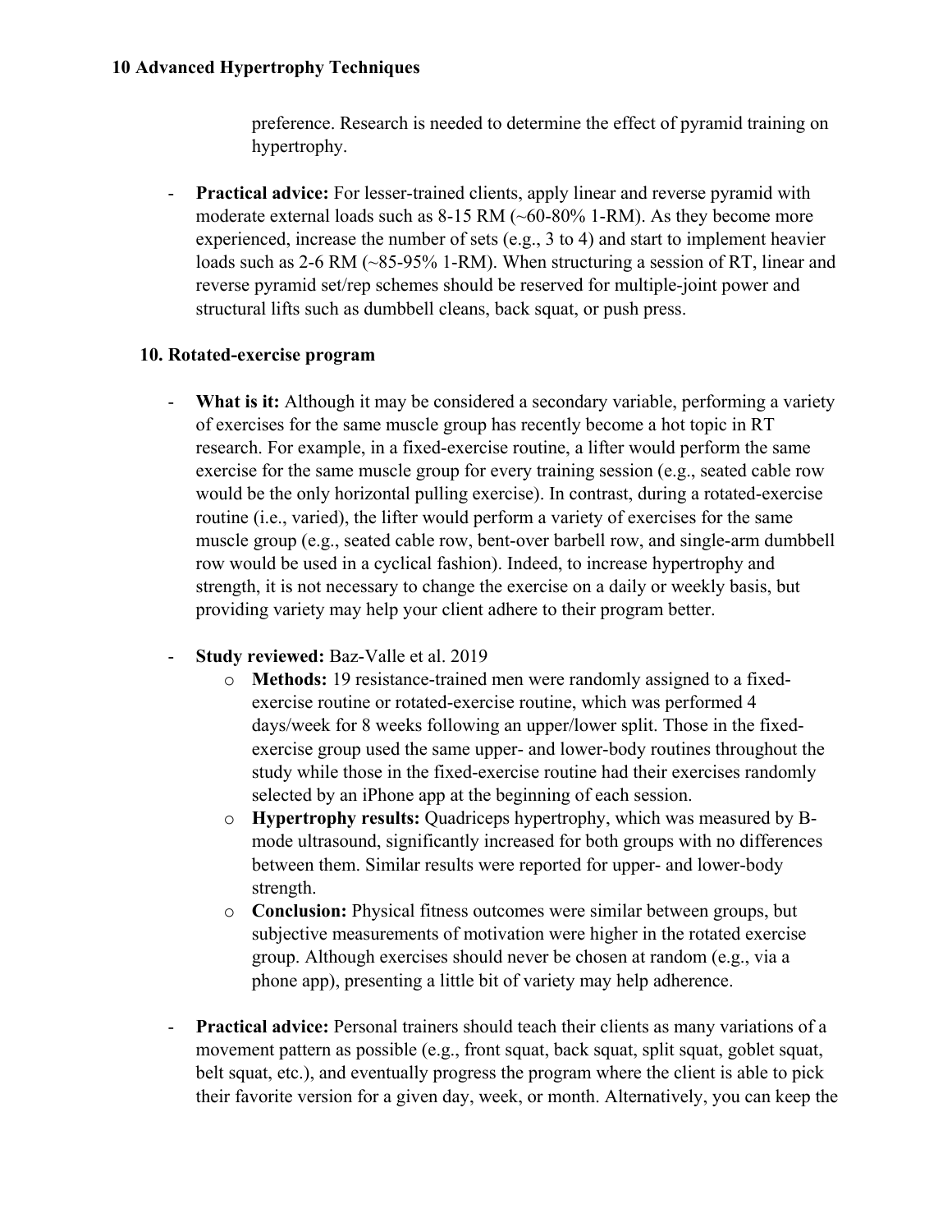preference. Research is needed to determine the effect of pyramid training on hypertrophy.

- **Practical advice:** For lesser-trained clients, apply linear and reverse pyramid with moderate external loads such as 8-15 RM (~60-80% 1-RM). As they become more experienced, increase the number of sets (e.g., 3 to 4) and start to implement heavier loads such as 2-6 RM (~85-95% 1-RM). When structuring a session of RT, linear and reverse pyramid set/rep schemes should be reserved for multiple-joint power and structural lifts such as dumbbell cleans, back squat, or push press.

### 10. Rotated-exercise program

- **What is it:** Although it may be considered a secondary variable, performing a variety of exercises for the same muscle group has recently become a hot topic in RT research. For example, in a fixed-exercise routine, a lifter would perform the same exercise for the same muscle group for every training session (e.g., seated cable row would be the only horizontal pulling exercise). In contrast, during a rotated-exercise routine (i.e., varied), the lifter would perform a variety of exercises for the same muscle group (e.g., seated cable row, bent-over barbell row, and single-arm dumbbell row would be used in a cyclical fashion). Indeed, to increase hypertrophy and strength, it is not necessary to change the exercise on a daily or weekly basis, but providing variety may help your client adhere to their program better.

- **Study reviewed:** Baz-Valle et al. 2019
    - **Methods:** 19 resistance-trained men were randomly assigned to a fixed-exercise routine or rotated-exercise routine, which was performed 4 days/week for 8 weeks following an upper/lower split. Those in the fixed-exercise group used the same upper- and lower-body routines throughout the study while those in the fixed-exercise routine had their exercises randomly selected by an iPhone app at the beginning of each session.
    - **Hypertrophy results:** Quadriceps hypertrophy, which was measured by B-mode ultrasound, significantly increased for both groups with no differences between them. Similar results were reported for upper- and lower-body strength.
    - **Conclusion:** Physical fitness outcomes were similar between groups, but subjective measurements of motivation were higher in the rotated exercise group. Although exercises should never be chosen at random (e.g., via a phone app), presenting a little bit of variety may help adherence.

- **Practical advice:** Personal trainers should teach their clients as many variations of a movement pattern as possible (e.g., front squat, back squat, split squat, goblet squat, belt squat, etc.), and eventually progress the program where the client is able to pick their favorite version for a given day, week, or month. Alternatively, you can keep the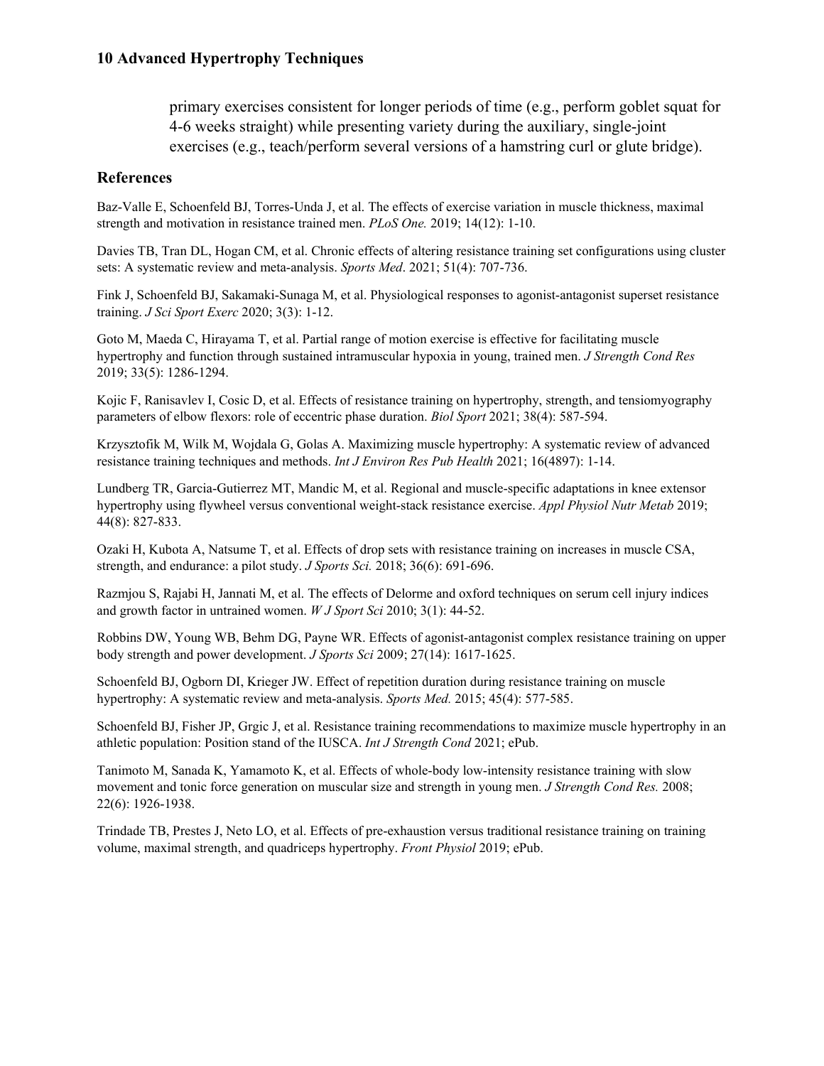primary exercises consistent for longer periods of time (e.g., perform goblet squat for 4-6 weeks straight) while presenting variety during the auxiliary, single-joint exercises (e.g., teach/perform several versions of a hamstring curl or glute bridge).

## References

Baz-Valle E, Schoenfeld BJ, Torres-Unda J, et al. The effects of exercise variation in muscle thickness, maximal strength and motivation in resistance trained men. *PLoS One.* 2019; 14(12): 1-10.

Davies TB, Tran DL, Hogan CM, et al. Chronic effects of altering resistance training set configurations using cluster sets: A systematic review and meta-analysis. *Sports Med*. 2021; 51(4): 707-736.

Fink J, Schoenfeld BJ, Sakamaki-Sunaga M, et al. Physiological responses to agonist-antagonist superset resistance training. *J Sci Sport Exerc* 2020; 3(3): 1-12.

Goto M, Maeda C, Hirayama T, et al. Partial range of motion exercise is effective for facilitating muscle hypertrophy and function through sustained intramuscular hypoxia in young, trained men. *J Strength Cond Res* 2019; 33(5): 1286-1294.

Kojic F, Ranisavlev I, Cosic D, et al. Effects of resistance training on hypertrophy, strength, and tensiomyography parameters of elbow flexors: role of eccentric phase duration. *Biol Sport* 2021; 38(4): 587-594.

Krzysztofik M, Wilk M, Wojdala G, Golas A. Maximizing muscle hypertrophy: A systematic review of advanced resistance training techniques and methods. *Int J Environ Res Pub Health* 2021; 16(4897): 1-14.

Lundberg TR, Garcia-Gutierrez MT, Mandic M, et al. Regional and muscle-specific adaptations in knee extensor hypertrophy using flywheel versus conventional weight-stack resistance exercise. *Appl Physiol Nutr Metab* 2019; 44(8): 827-833.

Ozaki H, Kubota A, Natsume T, et al. Effects of drop sets with resistance training on increases in muscle CSA, strength, and endurance: a pilot study. *J Sports Sci.* 2018; 36(6): 691-696.

Razmjou S, Rajabi H, Jannati M, et al. The effects of Delorme and oxford techniques on serum cell injury indices and growth factor in untrained women. *W J Sport Sci* 2010; 3(1): 44-52.

Robbins DW, Young WB, Behm DG, Payne WR. Effects of agonist-antagonist complex resistance training on upper body strength and power development. *J Sports Sci* 2009; 27(14): 1617-1625.

Schoenfeld BJ, Ogborn DI, Krieger JW. Effect of repetition duration during resistance training on muscle hypertrophy: A systematic review and meta-analysis. *Sports Med.* 2015; 45(4): 577-585.

Schoenfeld BJ, Fisher JP, Grgic J, et al. Resistance training recommendations to maximize muscle hypertrophy in an athletic population: Position stand of the IUSCA. *Int J Strength Cond* 2021; ePub.

Tanimoto M, Sanada K, Yamamoto K, et al. Effects of whole-body low-intensity resistance training with slow movement and tonic force generation on muscular size and strength in young men. *J Strength Cond Res.* 2008; 22(6): 1926-1938.

Trindade TB, Prestes J, Neto LO, et al. Effects of pre-exhaustion versus traditional resistance training on training volume, maximal strength, and quadriceps hypertrophy. *Front Physiol* 2019; ePub.